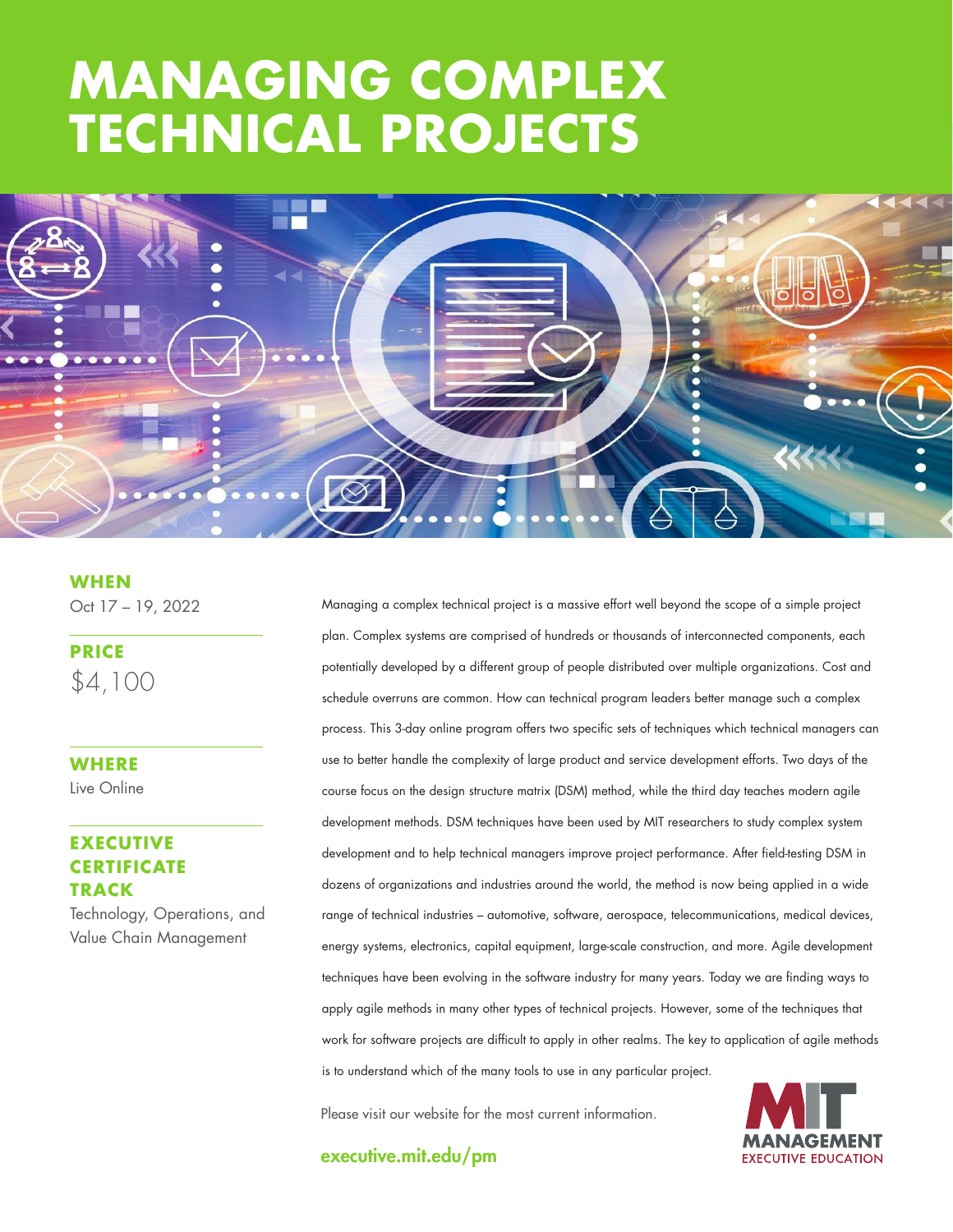# MANAGING COMPLEX TECHNICAL PROJECTS

### WHEN

Oct 17 – 19, 2022

### PRICE

$4,100

### WHERE

Live Online

### EXECUTIVE CERTIFICATE TRACK

Technology, Operations, and Value Chain Management

Managing a complex technical project is a massive effort well beyond the scope of a simple project plan. Complex systems are comprised of hundreds or thousands of interconnected components, each potentially developed by a different group of people distributed over multiple organizations. Cost and schedule overruns are common. How can technical program leaders better manage such a complex process. This 3-day online program offers two specific sets of techniques which technical managers can use to better handle the complexity of large product and service development efforts. Two days of the course focus on the design structure matrix (DSM) method, while the third day teaches modern agile development methods. DSM techniques have been used by MIT researchers to study complex system development and to help technical managers improve project performance. After field-testing DSM in dozens of organizations and industries around the world, the method is now being applied in a wide range of technical industries – automotive, software, aerospace, telecommunications, medical devices, energy systems, electronics, capital equipment, large-scale construction, and more. Agile development techniques have been evolving in the software industry for many years. Today we are finding ways to apply agile methods in many other types of technical projects. However, some of the techniques that work for software projects are difficult to apply in other realms. The key to application of agile methods is to understand which of the many tools to use in any particular project.

Please visit our website for the most current information.

**executive.mit.edu/pm**

MIT MANAGEMENT EXECUTIVE EDUCATION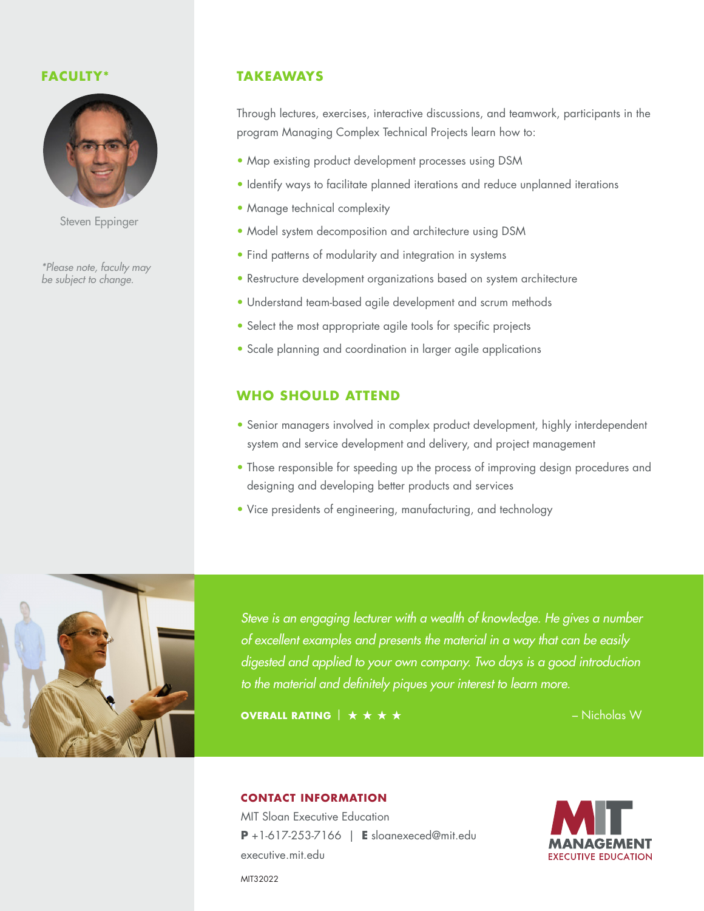## FACULTY*

Steven Eppinger

*\*Please note, faculty may be subject to change.*

## TAKEAWAYS

Through lectures, exercises, interactive discussions, and teamwork, participants in the program Managing Complex Technical Projects learn how to:

- Map existing product development processes using DSM
- Identify ways to facilitate planned iterations and reduce unplanned iterations
- Manage technical complexity
- Model system decomposition and architecture using DSM
- Find patterns of modularity and integration in systems
- Restructure development organizations based on system architecture
- Understand team-based agile development and scrum methods
- Select the most appropriate agile tools for specific projects
- Scale planning and coordination in larger agile applications

## WHO SHOULD ATTEND

- Senior managers involved in complex product development, highly interdependent system and service development and delivery, and project management
- Those responsible for speeding up the process of improving design procedures and designing and developing better products and services
- Vice presidents of engineering, manufacturing, and technology

*Steve is an engaging lecturer with a wealth of knowledge. He gives a number of excellent examples and presents the material in a way that can be easily digested and applied to your own company. Two days is a good introduction to the material and definitely piques your interest to learn more.*

**OVERALL RATING** | ★ ★ ★ ★

– Nicholas W

### CONTACT INFORMATION

MIT Sloan Executive Education

**P** +1-617-253-7166 | **E** sloanexeced@mit.edu

executive.mit.edu

MIT MANAGEMENT EXECUTIVE EDUCATION

MIT32022